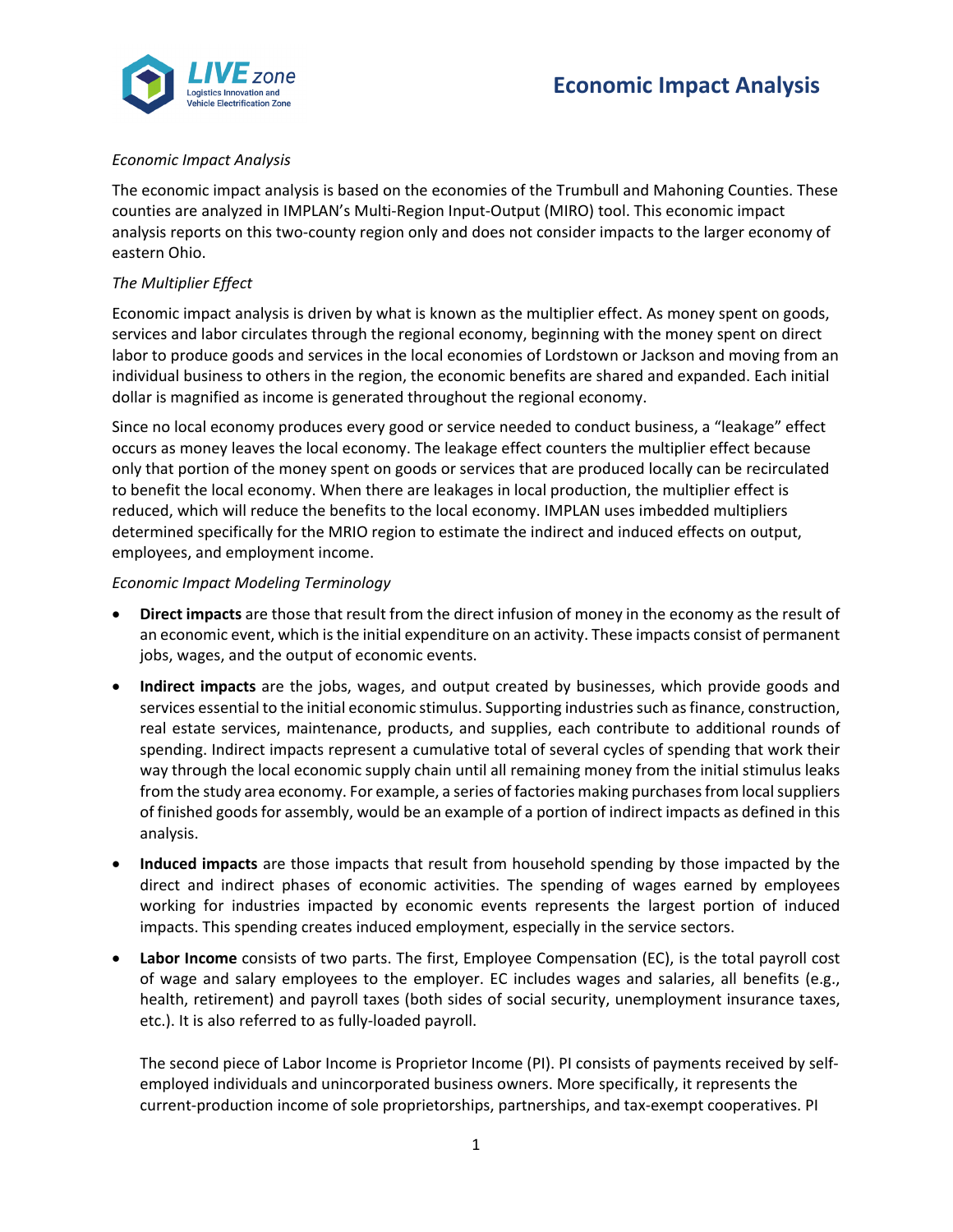*Economic Impact Analysis*

The economic impact analysis is based on the economies of the Trumbull and Mahoning Counties. These counties are analyzed in IMPLAN's Multi-Region Input-Output (MIRO) tool. This economic impact analysis reports on this two-county region only and does not consider impacts to the larger economy of eastern Ohio.

*The Multiplier Effect*

Economic impact analysis is driven by what is known as the multiplier effect. As money spent on goods, services and labor circulates through the regional economy, beginning with the money spent on direct labor to produce goods and services in the local economies of Lordstown or Jackson and moving from an individual business to others in the region, the economic benefits are shared and expanded. Each initial dollar is magnified as income is generated throughout the regional economy.

Since no local economy produces every good or service needed to conduct business, a "leakage" effect occurs as money leaves the local economy. The leakage effect counters the multiplier effect because only that portion of the money spent on goods or services that are produced locally can be recirculated to benefit the local economy. When there are leakages in local production, the multiplier effect is reduced, which will reduce the benefits to the local economy. IMPLAN uses imbedded multipliers determined specifically for the MRIO region to estimate the indirect and induced effects on output, employees, and employment income.

*Economic Impact Modeling Terminology*

- **Direct impacts** are those that result from the direct infusion of money in the economy as the result of an economic event, which is the initial expenditure on an activity. These impacts consist of permanent jobs, wages, and the output of economic events.
- **Indirect impacts** are the jobs, wages, and output created by businesses, which provide goods and services essential to the initial economic stimulus. Supporting industries such as finance, construction, real estate services, maintenance, products, and supplies, each contribute to additional rounds of spending. Indirect impacts represent a cumulative total of several cycles of spending that work their way through the local economic supply chain until all remaining money from the initial stimulus leaks from the study area economy. For example, a series of factories making purchases from local suppliers of finished goods for assembly, would be an example of a portion of indirect impacts as defined in this analysis.
- **Induced impacts** are those impacts that result from household spending by those impacted by the direct and indirect phases of economic activities. The spending of wages earned by employees working for industries impacted by economic events represents the largest portion of induced impacts. This spending creates induced employment, especially in the service sectors.
- **Labor Income** consists of two parts. The first, Employee Compensation (EC), is the total payroll cost of wage and salary employees to the employer. EC includes wages and salaries, all benefits (e.g., health, retirement) and payroll taxes (both sides of social security, unemployment insurance taxes, etc.). It is also referred to as fully-loaded payroll.

  The second piece of Labor Income is Proprietor Income (PI). PI consists of payments received by self-employed individuals and unincorporated business owners. More specifically, it represents the current-production income of sole proprietorships, partnerships, and tax-exempt cooperatives. PI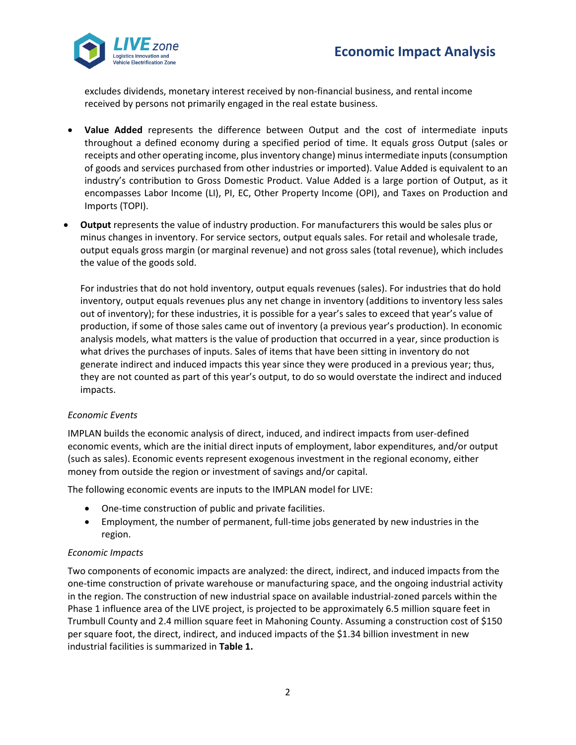excludes dividends, monetary interest received by non-financial business, and rental income received by persons not primarily engaged in the real estate business.

- **Value Added** represents the difference between Output and the cost of intermediate inputs throughout a defined economy during a specified period of time. It equals gross Output (sales or receipts and other operating income, plus inventory change) minus intermediate inputs (consumption of goods and services purchased from other industries or imported). Value Added is equivalent to an industry's contribution to Gross Domestic Product. Value Added is a large portion of Output, as it encompasses Labor Income (LI), PI, EC, Other Property Income (OPI), and Taxes on Production and Imports (TOPI).
- **Output** represents the value of industry production. For manufacturers this would be sales plus or minus changes in inventory. For service sectors, output equals sales. For retail and wholesale trade, output equals gross margin (or marginal revenue) and not gross sales (total revenue), which includes the value of the goods sold.

  For industries that do not hold inventory, output equals revenues (sales). For industries that do hold inventory, output equals revenues plus any net change in inventory (additions to inventory less sales out of inventory); for these industries, it is possible for a year's sales to exceed that year's value of production, if some of those sales came out of inventory (a previous year's production). In economic analysis models, what matters is the value of production that occurred in a year, since production is what drives the purchases of inputs. Sales of items that have been sitting in inventory do not generate indirect and induced impacts this year since they were produced in a previous year; thus, they are not counted as part of this year's output, to do so would overstate the indirect and induced impacts.

*Economic Events*

IMPLAN builds the economic analysis of direct, induced, and indirect impacts from user-defined economic events, which are the initial direct inputs of employment, labor expenditures, and/or output (such as sales). Economic events represent exogenous investment in the regional economy, either money from outside the region or investment of savings and/or capital.

The following economic events are inputs to the IMPLAN model for LIVE:

- One-time construction of public and private facilities.
- Employment, the number of permanent, full-time jobs generated by new industries in the region.

*Economic Impacts*

Two components of economic impacts are analyzed: the direct, indirect, and induced impacts from the one-time construction of private warehouse or manufacturing space, and the ongoing industrial activity in the region. The construction of new industrial space on available industrial-zoned parcels within the Phase 1 influence area of the LIVE project, is projected to be approximately 6.5 million square feet in Trumbull County and 2.4 million square feet in Mahoning County. Assuming a construction cost of $150 per square foot, the direct, indirect, and induced impacts of the $1.34 billion investment in new industrial facilities is summarized in **Table 1.**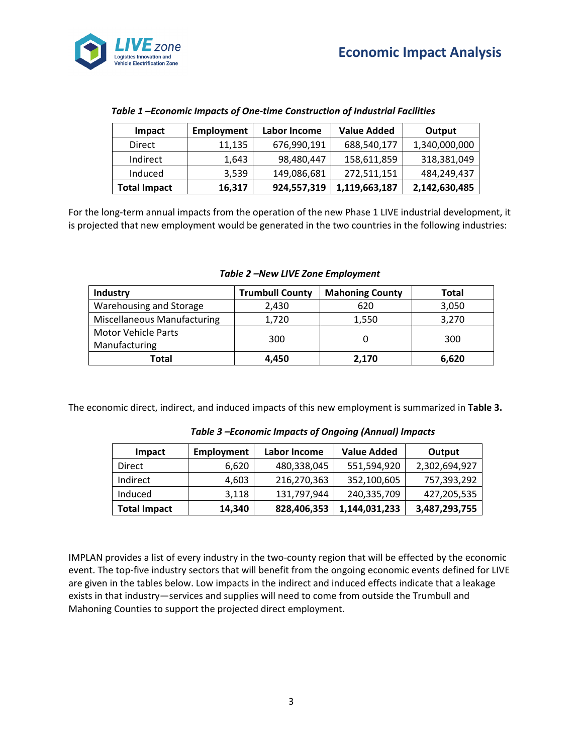*Table 1 –Economic Impacts of One-time Construction of Industrial Facilities*

| Impact | Employment | Labor Income | Value Added | Output |
|---|---|---|---|---|
| Direct | 11,135 | 676,990,191 | 688,540,177 | 1,340,000,000 |
| Indirect | 1,643 | 98,480,447 | 158,611,859 | 318,381,049 |
| Induced | 3,539 | 149,086,681 | 272,511,151 | 484,249,437 |
| **Total Impact** | **16,317** | **924,557,319** | **1,119,663,187** | **2,142,630,485** |

For the long-term annual impacts from the operation of the new Phase 1 LIVE industrial development, it is projected that new employment would be generated in the two countries in the following industries:

*Table 2 –New LIVE Zone Employment*

| Industry | Trumbull County | Mahoning County | Total |
|---|---|---|---|
| Warehousing and Storage | 2,430 | 620 | 3,050 |
| Miscellaneous Manufacturing | 1,720 | 1,550 | 3,270 |
| Motor Vehicle Parts Manufacturing | 300 | 0 | 300 |
| **Total** | **4,450** | **2,170** | **6,620** |

The economic direct, indirect, and induced impacts of this new employment is summarized in **Table 3.**

*Table 3 –Economic Impacts of Ongoing (Annual) Impacts*

| Impact | Employment | Labor Income | Value Added | Output |
|---|---|---|---|---|
| Direct | 6,620 | 480,338,045 | 551,594,920 | 2,302,694,927 |
| Indirect | 4,603 | 216,270,363 | 352,100,605 | 757,393,292 |
| Induced | 3,118 | 131,797,944 | 240,335,709 | 427,205,535 |
| **Total Impact** | **14,340** | **828,406,353** | **1,144,031,233** | **3,487,293,755** |

IMPLAN provides a list of every industry in the two-county region that will be effected by the economic event. The top-five industry sectors that will benefit from the ongoing economic events defined for LIVE are given in the tables below. Low impacts in the indirect and induced effects indicate that a leakage exists in that industry—services and supplies will need to come from outside the Trumbull and Mahoning Counties to support the projected direct employment.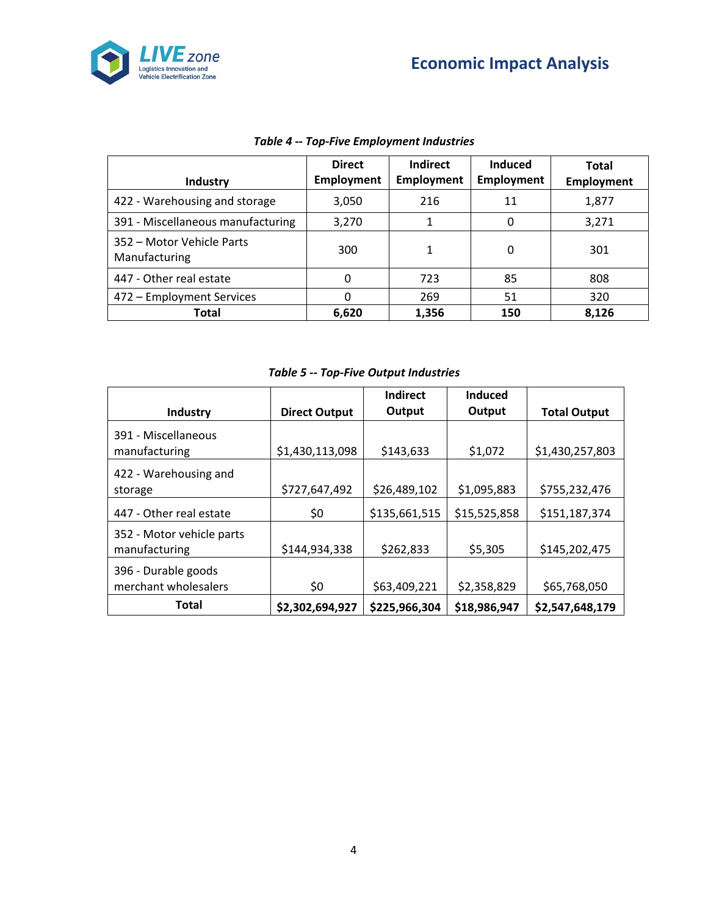*Table 4 -- Top-Five Employment Industries*

| Industry | Direct Employment | Indirect Employment | Induced Employment | Total Employment |
|---|---|---|---|---|
| 422 - Warehousing and storage | 3,050 | 216 | 11 | 1,877 |
| 391 - Miscellaneous manufacturing | 3,270 | 1 | 0 | 3,271 |
| 352 – Motor Vehicle Parts Manufacturing | 300 | 1 | 0 | 301 |
| 447 - Other real estate | 0 | 723 | 85 | 808 |
| 472 – Employment Services | 0 | 269 | 51 | 320 |
| **Total** | **6,620** | **1,356** | **150** | **8,126** |

*Table 5 -- Top-Five Output Industries*

| Industry | Direct Output | Indirect Output | Induced Output | Total Output |
|---|---|---|---|---|
| 391 - Miscellaneous manufacturing | $1,430,113,098 | $143,633 | $1,072 | $1,430,257,803 |
| 422 - Warehousing and storage | $727,647,492 | $26,489,102 | $1,095,883 | $755,232,476 |
| 447 - Other real estate | $0 | $135,661,515 | $15,525,858 | $151,187,374 |
| 352 - Motor vehicle parts manufacturing | $144,934,338 | $262,833 | $5,305 | $145,202,475 |
| 396 - Durable goods merchant wholesalers | $0 | $63,409,221 | $2,358,829 | $65,768,050 |
| **Total** | **$2,302,694,927** | **$225,966,304** | **$18,986,947** | **$2,547,648,179** |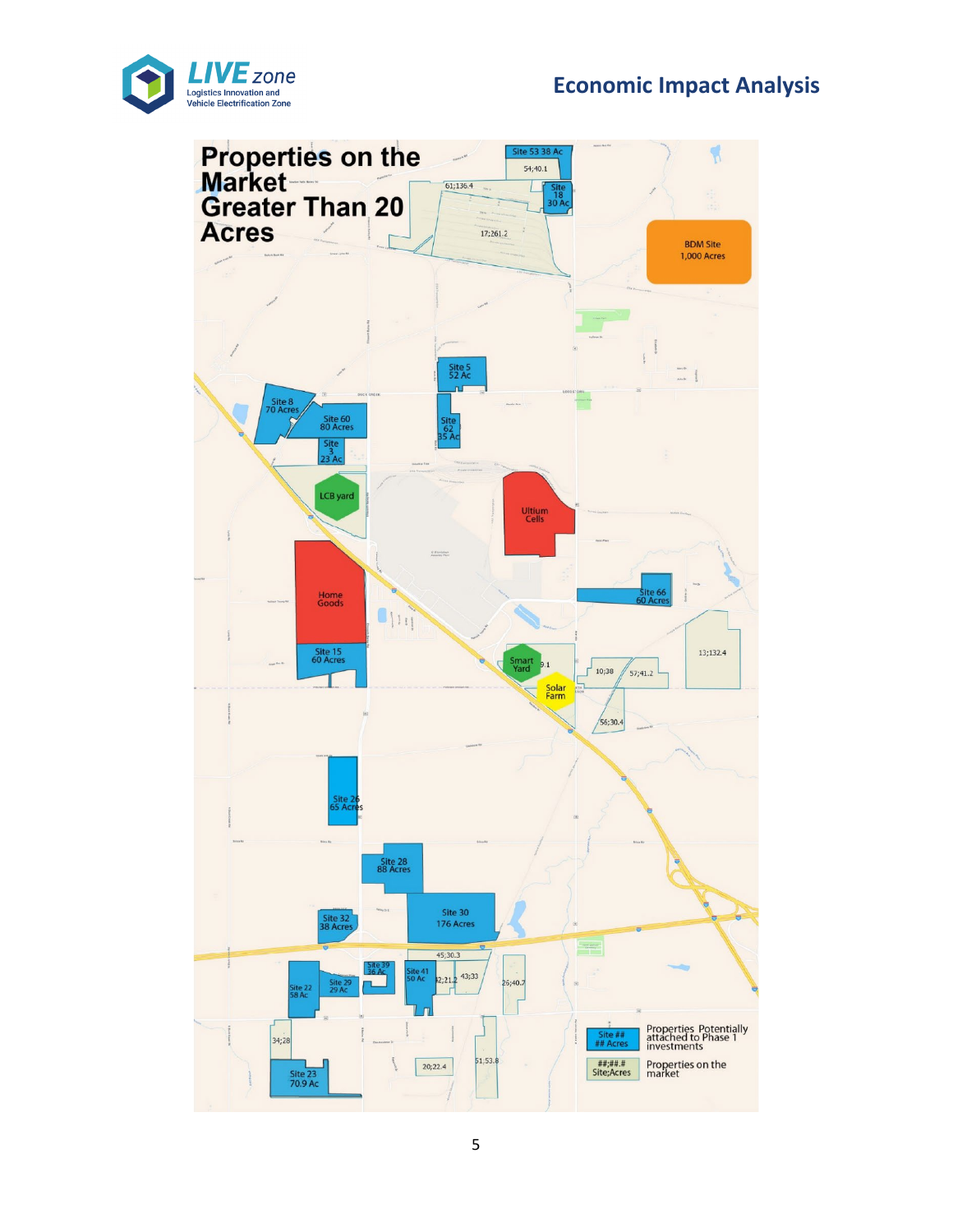Properties on the Market Greater Than 20 Acres

Site 53 38 Ac

54;40.1

61;136.4

Site 18 30 Ac

17;261.2

BDM Site 1,000 Acres

Site 5 52 Ac

Site 8 70 Acres

Site 60 80 Acres

Site 62 35 Ac

Site 3 23 Ac

LCB yard

Ultium Cells

Home Goods

Site 66 60 Acres

Site 15 60 Acres

Smart Yard

9.1

10;38

57;41.2

13;132.4

Solar Farm

56;30.4

Site 26 65 Acres

Site 28 88 Acres

Site 30 176 Acres

Site 32 38 Acres

45;30.3

Site 39 36 Ac

Site 41 50 Ac

32;21.2

43;33

26;40.7

Site 22 58 Ac

Site 29 29 Ac

34;28

20;22.4

51;53.8

Site 23 70.9 Ac

Site ## ## Acres — Properties Potentially attached to Phase 1 investments

##;##.# Site;Acres — Properties on the market